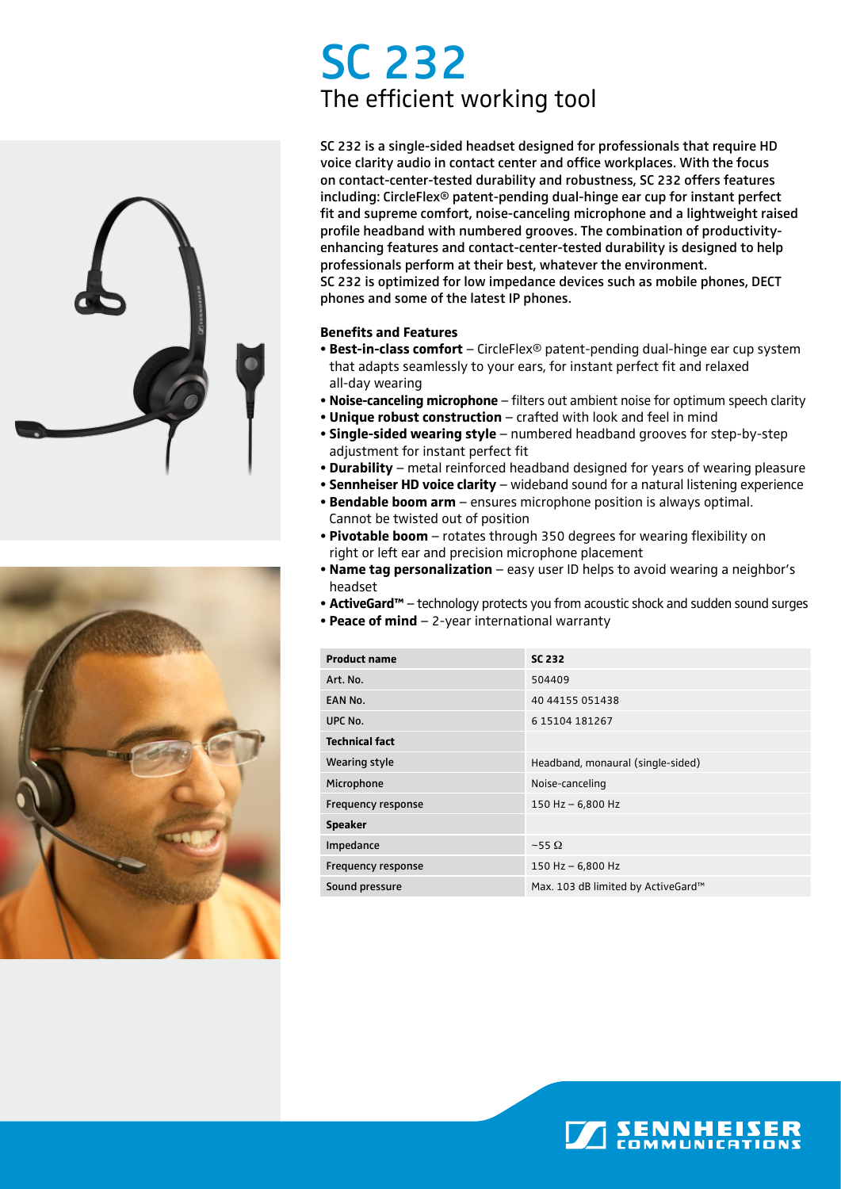# SC 232

## The efficient working tool

**SC 232 is a single-sided headset designed for professionals that require HD voice clarity audio in contact center and office workplaces. With the focus on contact-center-tested durability and robustness, SC 232 offers features including: CircleFlex® patent-pending dual-hinge ear cup for instant perfect fit and supreme comfort, noise-canceling microphone and a lightweight raised profile headband with numbered grooves. The combination of productivity-enhancing features and contact-center-tested durability is designed to help professionals perform at their best, whatever the environment.**
**SC 232 is optimized for low impedance devices such as mobile phones, DECT phones and some of the latest IP phones.**

### Benefits and Features

- **Best-in-class comfort** – CircleFlex® patent-pending dual-hinge ear cup system that adapts seamlessly to your ears, for instant perfect fit and relaxed all-day wearing
- **Noise-canceling microphone** – filters out ambient noise for optimum speech clarity
- **Unique robust construction** – crafted with look and feel in mind
- **Single-sided wearing style** – numbered headband grooves for step-by-step adjustment for instant perfect fit
- **Durability** – metal reinforced headband designed for years of wearing pleasure
- **Sennheiser HD voice clarity** – wideband sound for a natural listening experience
- **Bendable boom arm** – ensures microphone position is always optimal. Cannot be twisted out of position
- **Pivotable boom** – rotates through 350 degrees for wearing flexibility on right or left ear and precision microphone placement
- **Name tag personalization** – easy user ID helps to avoid wearing a neighbor's headset
- **ActiveGard™** – technology protects you from acoustic shock and sudden sound surges
- **Peace of mind** – 2-year international warranty

| **Product name** | **SC 232** |
|---|---|
| Art. No. | 504409 |
| EAN No. | 40 44155 051438 |
| UPC No. | 6 15104 181267 |
| **Technical fact** | |
| Wearing style | Headband, monaural (single-sided) |
| Microphone | Noise-canceling |
| Frequency response | 150 Hz – 6,800 Hz |
| **Speaker** | |
| Impedance | ~55 Ω |
| Frequency response | 150 Hz – 6,800 Hz |
| Sound pressure | Max. 103 dB limited by ActiveGard™ |

SENNHEISER COMMUNICATIONS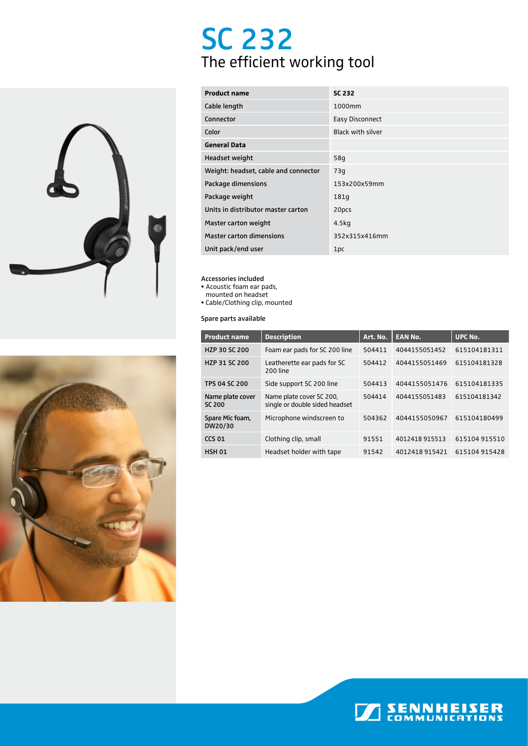# SC 232

## The efficient working tool

| Product name | SC 232 |
|---|---|
| Cable length | 1000mm |
| Connector | Easy Disconnect |
| Color | Black with silver |
| **General Data** | |
| Headset weight | 58g |
| Weight: headset, cable and connector | 73g |
| Package dimensions | 153x200x59mm |
| Package weight | 181g |
| Units in distributor master carton | 20pcs |
| Master carton weight | 4.5kg |
| Master carton dimensions | 352x315x416mm |
| Unit pack/end user | 1pc |

**Accessories included**

- Acoustic foam ear pads, mounted on headset
- Cable/Clothing clip, mounted

**Spare parts available**

| Product name | Description | Art. No. | EAN No. | UPC No. |
|---|---|---|---|---|
| HZP 30 SC 200 | Foam ear pads for SC 200 line | 504411 | 4044155051452 | 615104181311 |
| HZP 31 SC 200 | Leatherette ear pads for SC 200 line | 504412 | 4044155051469 | 615104181328 |
| TPS 04 SC 200 | Side support SC 200 line | 504413 | 4044155051476 | 615104181335 |
| Name plate cover SC 200 | Name plate cover SC 200, single or double sided headset | 504414 | 4044155051483 | 615104181342 |
| Spare Mic foam, DW20/30 | Microphone windscreen to | 504362 | 4044155050967 | 615104180499 |
| CCS 01 | Clothing clip, small | 91551 | 4012418 915513 | 615104 915510 |
| HSH 01 | Headset holder with tape | 91542 | 4012418 915421 | 615104 915428 |

SENNHEISER COMMUNICATIONS